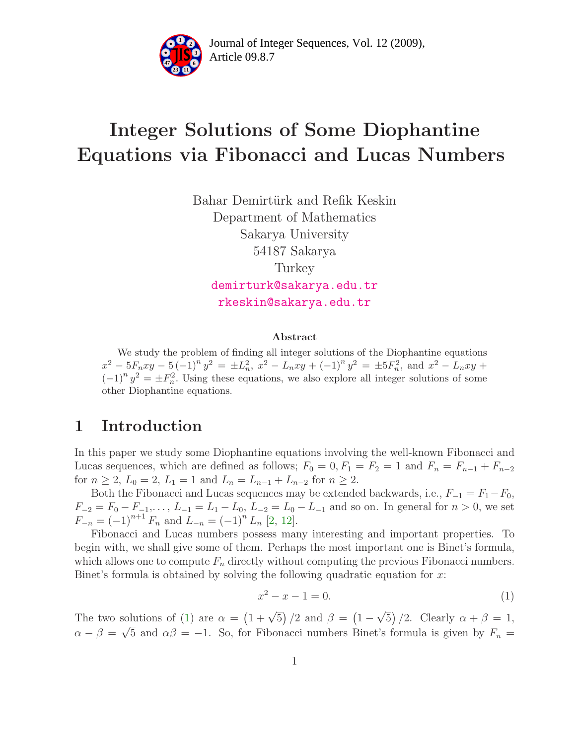# Integer Solutions of Some Diophantine Equations via Fibonacci and Lucas Numbers

Bahar Demirtürk and Refik Keskin
Department of Mathematics
Sakarya University
54187 Sakarya
Turkey
demirturk@sakarya.edu.tr
rkeskin@sakarya.edu.tr

### Abstract

We study the problem of finding all integer solutions of the Diophantine equations $x^2 - 5F_n xy - 5(-1)^n y^2 = \pm L_n^2$, $x^2 - L_n xy + (-1)^n y^2 = \pm 5F_n^2$, and $x^2 - L_n xy + (-1)^n y^2 = \pm F_n^2$. Using these equations, we also explore all integer solutions of some other Diophantine equations.

## 1 Introduction

In this paper we study some Diophantine equations involving the well-known Fibonacci and Lucas sequences, which are defined as follows; $F_0 = 0, F_1 = F_2 = 1$ and $F_n = F_{n-1} + F_{n-2}$ for $n \geq 2$, $L_0 = 2$, $L_1 = 1$ and $L_n = L_{n-1} + L_{n-2}$ for $n \geq 2$.

Both the Fibonacci and Lucas sequences may be extended backwards, i.e., $F_{-1} = F_1 - F_0$, $F_{-2} = F_0 - F_{-1}, \ldots$, $L_{-1} = L_1 - L_0$, $L_{-2} = L_0 - L_{-1}$ and so on. In general for $n > 0$, we set $F_{-n} = (-1)^{n+1} F_n$ and $L_{-n} = (-1)^n L_n$ [2, 12].

Fibonacci and Lucas numbers possess many interesting and important properties. To begin with, we shall give some of them. Perhaps the most important one is Binet's formula, which allows one to compute $F_n$ directly without computing the previous Fibonacci numbers. Binet's formula is obtained by solving the following quadratic equation for $x$:

$$x^2 - x - 1 = 0. \tag{1}$$

The two solutions of (1) are $\alpha = \left(1 + \sqrt{5}\right)/2$ and $\beta = \left(1 - \sqrt{5}\right)/2$. Clearly $\alpha + \beta = 1$, $\alpha - \beta = \sqrt{5}$ and $\alpha\beta = -1$. So, for Fibonacci numbers Binet's formula is given by $F_n =$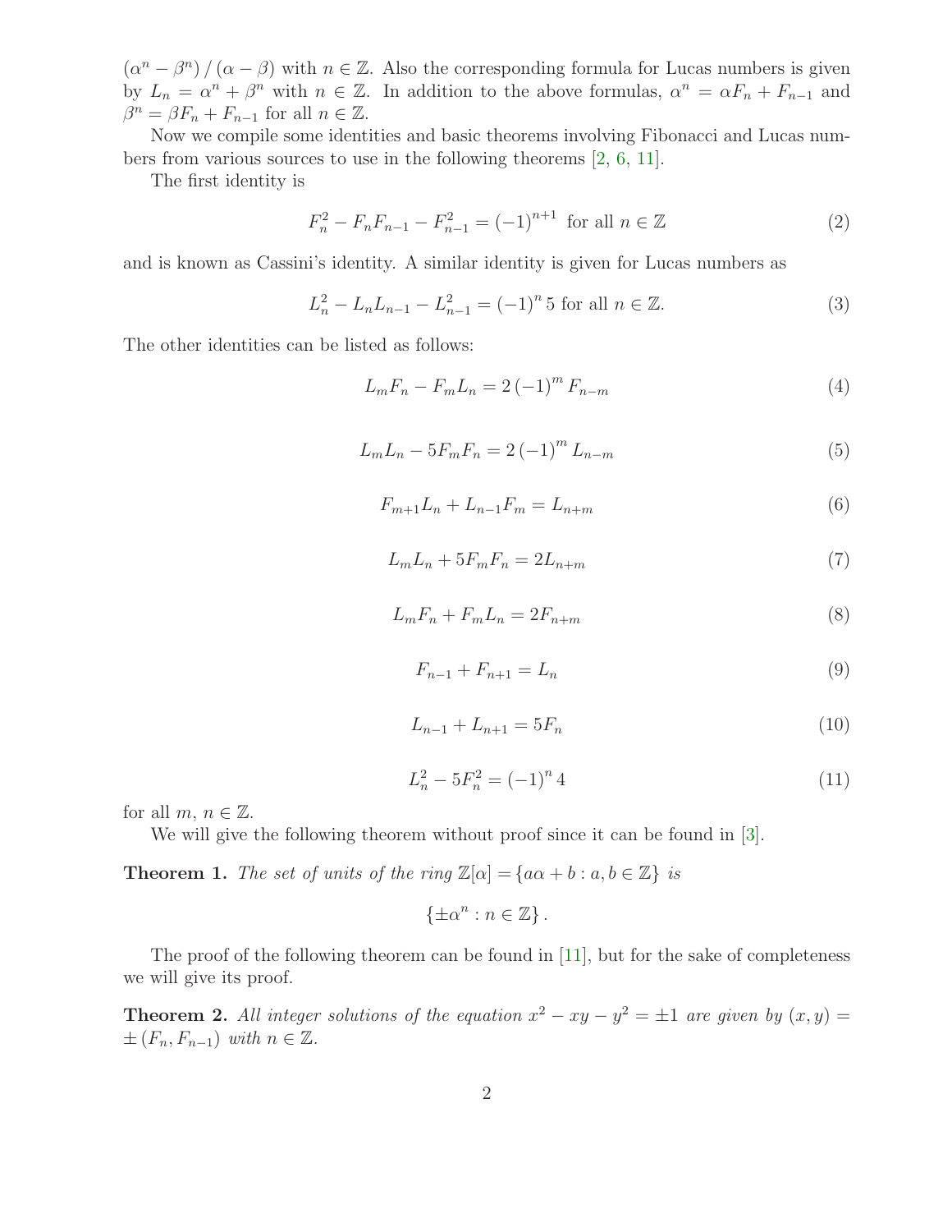$(\alpha^n - \beta^n)/(\alpha - \beta)$ with $n \in \mathbb{Z}$. Also the corresponding formula for Lucas numbers is given by $L_n = \alpha^n + \beta^n$ with $n \in \mathbb{Z}$. In addition to the above formulas, $\alpha^n = \alpha F_n + F_{n-1}$ and $\beta^n = \beta F_n + F_{n-1}$ for all $n \in \mathbb{Z}$.

Now we compile some identities and basic theorems involving Fibonacci and Lucas numbers from various sources to use in the following theorems [2, 6, 11].

The first identity is

$$F_n^2 - F_n F_{n-1} - F_{n-1}^2 = (-1)^{n+1} \text{ for all } n \in \mathbb{Z} \tag{2}$$

and is known as Cassini's identity. A similar identity is given for Lucas numbers as

$$L_n^2 - L_n L_{n-1} - L_{n-1}^2 = (-1)^n 5 \text{ for all } n \in \mathbb{Z}. \tag{3}$$

The other identities can be listed as follows:

$$L_m F_n - F_m L_n = 2(-1)^m F_{n-m} \tag{4}$$

$$L_m L_n - 5F_m F_n = 2(-1)^m L_{n-m} \tag{5}$$

$$F_{m+1} L_n + L_{n-1} F_m = L_{n+m} \tag{6}$$

$$L_m L_n + 5F_m F_n = 2L_{n+m} \tag{7}$$

$$L_m F_n + F_m L_n = 2F_{n+m} \tag{8}$$

$$F_{n-1} + F_{n+1} = L_n \tag{9}$$

$$L_{n-1} + L_{n+1} = 5F_n \tag{10}$$

$$L_n^2 - 5F_n^2 = (-1)^n 4 \tag{11}$$

for all $m, n \in \mathbb{Z}$.

We will give the following theorem without proof since it can be found in [3].

**Theorem 1.** *The set of units of the ring $\mathbb{Z}[\alpha] = \{a\alpha + b : a, b \in \mathbb{Z}\}$ is*

$$\{\pm\alpha^n : n \in \mathbb{Z}\}.$$

The proof of the following theorem can be found in [11], but for the sake of completeness we will give its proof.

**Theorem 2.** *All integer solutions of the equation $x^2 - xy - y^2 = \pm 1$ are given by $(x, y) = \pm(F_n, F_{n-1})$ with $n \in \mathbb{Z}$.*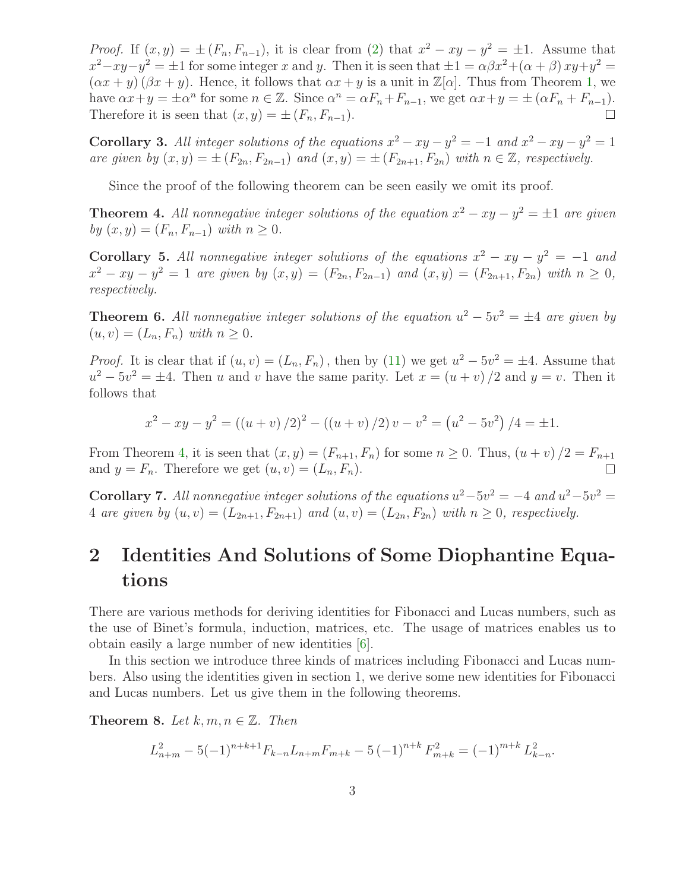*Proof.* If $(x, y) = \pm (F_n, F_{n-1})$, it is clear from (2) that $x^2 - xy - y^2 = \pm 1$. Assume that $x^2 - xy - y^2 = \pm 1$ for some integer $x$ and $y$. Then it is seen that $\pm 1 = \alpha\beta x^2 + (\alpha + \beta) xy + y^2 = (\alpha x + y)(\beta x + y)$. Hence, it follows that $\alpha x + y$ is a unit in $\mathbb{Z}[\alpha]$. Thus from Theorem 1, we have $\alpha x + y = \pm \alpha^n$ for some $n \in \mathbb{Z}$. Since $\alpha^n = \alpha F_n + F_{n-1}$, we get $\alpha x + y = \pm (\alpha F_n + F_{n-1})$. Therefore it is seen that $(x, y) = \pm (F_n, F_{n-1})$. □

**Corollary 3.** *All integer solutions of the equations $x^2 - xy - y^2 = -1$ and $x^2 - xy - y^2 = 1$ are given by $(x, y) = \pm (F_{2n}, F_{2n-1})$ and $(x, y) = \pm (F_{2n+1}, F_{2n})$ with $n \in \mathbb{Z}$, respectively.*

Since the proof of the following theorem can be seen easily we omit its proof.

**Theorem 4.** *All nonnegative integer solutions of the equation $x^2 - xy - y^2 = \pm 1$ are given by $(x, y) = (F_n, F_{n-1})$ with $n \geq 0$.*

**Corollary 5.** *All nonnegative integer solutions of the equations $x^2 - xy - y^2 = -1$ and $x^2 - xy - y^2 = 1$ are given by $(x, y) = (F_{2n}, F_{2n-1})$ and $(x, y) = (F_{2n+1}, F_{2n})$ with $n \geq 0$, respectively.*

**Theorem 6.** *All nonnegative integer solutions of the equation $u^2 - 5v^2 = \pm 4$ are given by $(u, v) = (L_n, F_n)$ with $n \geq 0$.*

*Proof.* It is clear that if $(u, v) = (L_n, F_n)$, then by (11) we get $u^2 - 5v^2 = \pm 4$. Assume that $u^2 - 5v^2 = \pm 4$. Then $u$ and $v$ have the same parity. Let $x = (u + v)/2$ and $y = v$. Then it follows that

$$x^2 - xy - y^2 = ((u + v)/2)^2 - ((u + v)/2)v - v^2 = (u^2 - 5v^2)/4 = \pm 1.$$

From Theorem 4, it is seen that $(x, y) = (F_{n+1}, F_n)$ for some $n \geq 0$. Thus, $(u + v)/2 = F_{n+1}$ and $y = F_n$. Therefore we get $(u, v) = (L_n, F_n)$. □

**Corollary 7.** *All nonnegative integer solutions of the equations $u^2 - 5v^2 = -4$ and $u^2 - 5v^2 = 4$ are given by $(u, v) = (L_{2n+1}, F_{2n+1})$ and $(u, v) = (L_{2n}, F_{2n})$ with $n \geq 0$, respectively.*

# 2 Identities And Solutions of Some Diophantine Equations

There are various methods for deriving identities for Fibonacci and Lucas numbers, such as the use of Binet's formula, induction, matrices, etc. The usage of matrices enables us to obtain easily a large number of new identities [6].

In this section we introduce three kinds of matrices including Fibonacci and Lucas numbers. Also using the identities given in section 1, we derive some new identities for Fibonacci and Lucas numbers. Let us give them in the following theorems.

**Theorem 8.** *Let $k, m, n \in \mathbb{Z}$. Then*

$$L_{n+m}^2 - 5(-1)^{n+k+1} F_{k-n} L_{n+m} F_{m+k} - 5(-1)^{n+k} F_{m+k}^2 = (-1)^{m+k} L_{k-n}^2.$$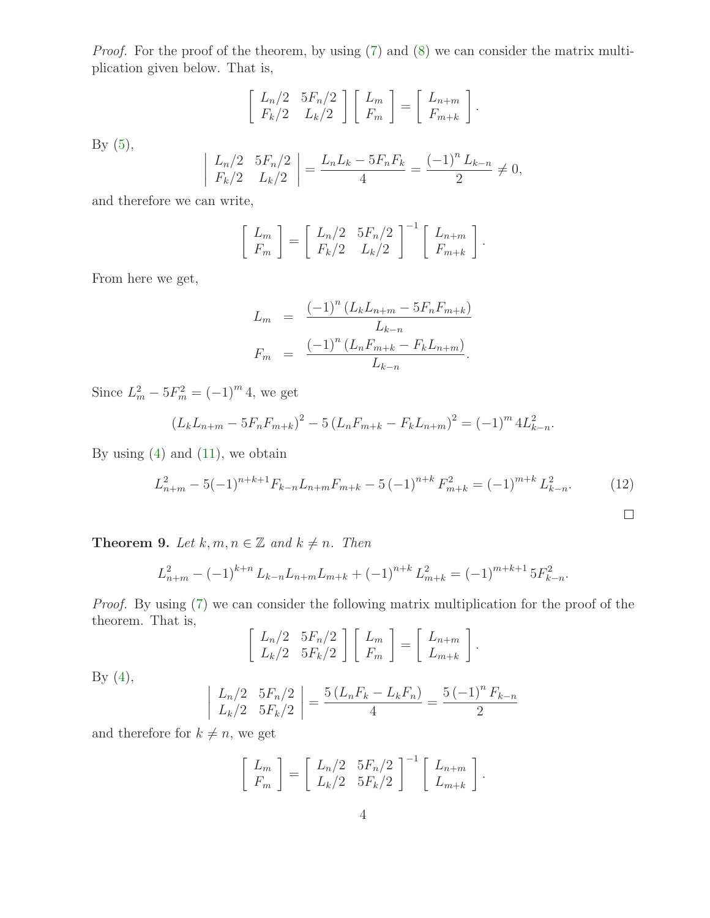*Proof.* For the proof of the theorem, by using (7) and (8) we can consider the matrix multiplication given below. That is,

$$\begin{bmatrix} L_n/2 & 5F_n/2 \\ F_k/2 & L_k/2 \end{bmatrix} \begin{bmatrix} L_m \\ F_m \end{bmatrix} = \begin{bmatrix} L_{n+m} \\ F_{m+k} \end{bmatrix}.$$

By (5),

$$\begin{vmatrix} L_n/2 & 5F_n/2 \\ F_k/2 & L_k/2 \end{vmatrix} = \frac{L_nL_k - 5F_nF_k}{4} = \frac{(-1)^n L_{k-n}}{2} \neq 0,$$

and therefore we can write,

$$\begin{bmatrix} L_m \\ F_m \end{bmatrix} = \begin{bmatrix} L_n/2 & 5F_n/2 \\ F_k/2 & L_k/2 \end{bmatrix}^{-1} \begin{bmatrix} L_{n+m} \\ F_{m+k} \end{bmatrix}.$$

From here we get,

$$\begin{aligned} L_m &= \frac{(-1)^n (L_kL_{n+m} - 5F_nF_{m+k})}{L_{k-n}} \\ F_m &= \frac{(-1)^n (L_nF_{m+k} - F_kL_{n+m})}{L_{k-n}}. \end{aligned}$$

Since $L_m^2 - 5F_m^2 = (-1)^m 4$, we get

$$(L_kL_{n+m} - 5F_nF_{m+k})^2 - 5(L_nF_{m+k} - F_kL_{n+m})^2 = (-1)^m 4L_{k-n}^2.$$

By using (4) and (11), we obtain

$$L_{n+m}^2 - 5(-1)^{n+k+1}F_{k-n}L_{n+m}F_{m+k} - 5(-1)^{n+k}F_{m+k}^2 = (-1)^{m+k}L_{k-n}^2. \tag{12}$$

□

**Theorem 9.** *Let $k, m, n \in \mathbb{Z}$ and $k \neq n$. Then*

$$L_{n+m}^2 - (-1)^{k+n} L_{k-n}L_{n+m}L_{m+k} + (-1)^{n+k} L_{m+k}^2 = (-1)^{m+k+1} 5F_{k-n}^2.$$

*Proof.* By using (7) we can consider the following matrix multiplication for the proof of the theorem. That is,

$$\begin{bmatrix} L_n/2 & 5F_n/2 \\ L_k/2 & 5F_k/2 \end{bmatrix} \begin{bmatrix} L_m \\ F_m \end{bmatrix} = \begin{bmatrix} L_{n+m} \\ L_{m+k} \end{bmatrix}.$$

By (4),

$$\begin{vmatrix} L_n/2 & 5F_n/2 \\ L_k/2 & 5F_k/2 \end{vmatrix} = \frac{5(L_nF_k - L_kF_n)}{4} = \frac{5(-1)^n F_{k-n}}{2}$$

and therefore for $k \neq n$, we get

$$\begin{bmatrix} L_m \\ F_m \end{bmatrix} = \begin{bmatrix} L_n/2 & 5F_n/2 \\ L_k/2 & 5F_k/2 \end{bmatrix}^{-1} \begin{bmatrix} L_{n+m} \\ L_{m+k} \end{bmatrix}.$$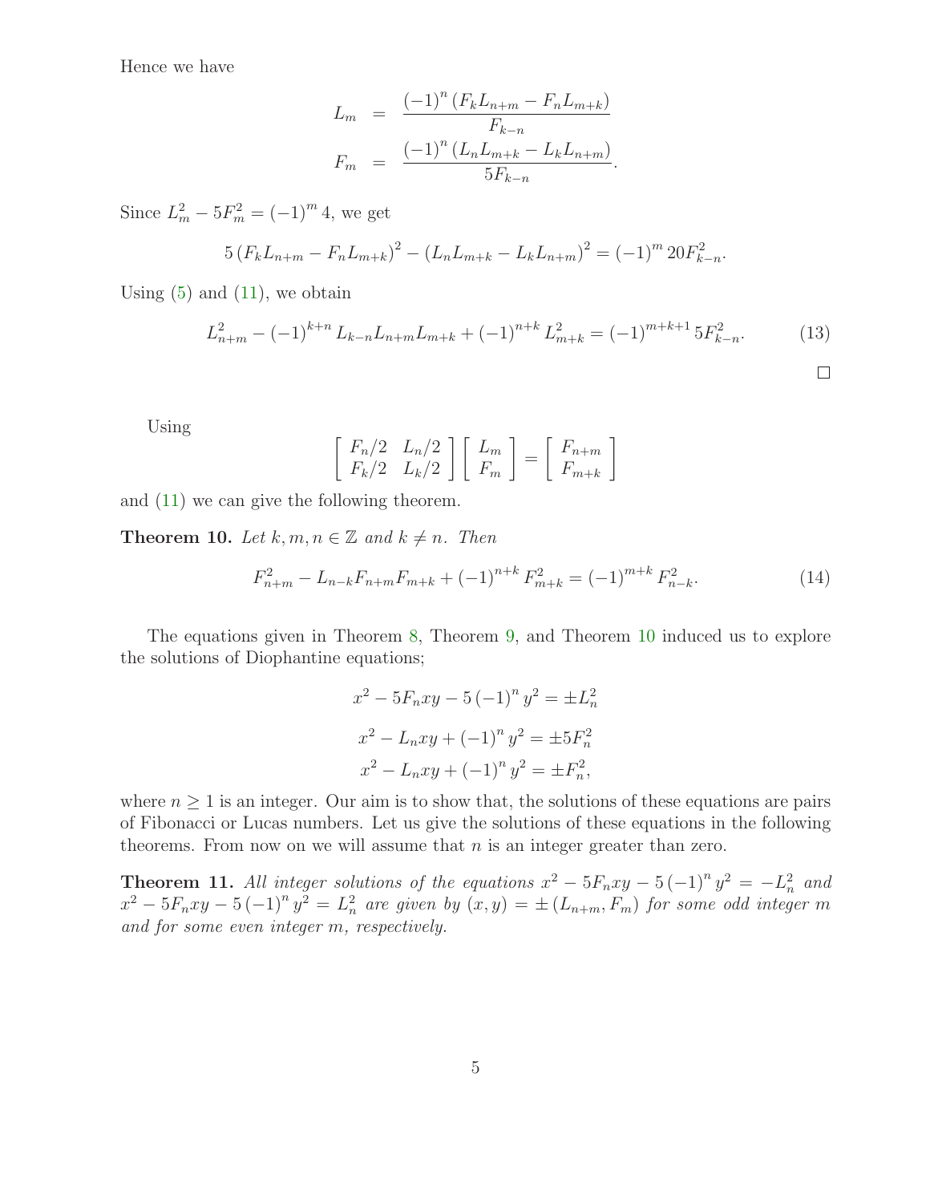Hence we have

$$
\begin{aligned}
L_m &= \frac{(-1)^n (F_k L_{n+m} - F_n L_{m+k})}{F_{k-n}} \\
F_m &= \frac{(-1)^n (L_n L_{m+k} - L_k L_{n+m})}{5F_{k-n}}.
\end{aligned}
$$

Since $L_m^2 - 5F_m^2 = (-1)^m 4$, we get

$$
5 (F_k L_{n+m} - F_n L_{m+k})^2 - (L_n L_{m+k} - L_k L_{n+m})^2 = (-1)^m 20F_{k-n}^2.
$$

Using (5) and (11), we obtain

$$
L_{n+m}^2 - (-1)^{k+n} L_{k-n} L_{n+m} L_{m+k} + (-1)^{n+k} L_{m+k}^2 = (-1)^{m+k+1} 5F_{k-n}^2. \tag{13}
$$

□

Using

$$
\begin{bmatrix} F_n/2 & L_n/2 \\ F_k/2 & L_k/2 \end{bmatrix} \begin{bmatrix} L_m \\ F_m \end{bmatrix} = \begin{bmatrix} F_{n+m} \\ F_{m+k} \end{bmatrix}
$$

and (11) we can give the following theorem.

**Theorem 10.** *Let $k, m, n \in \mathbb{Z}$ and $k \neq n$. Then*

$$
F_{n+m}^2 - L_{n-k} F_{n+m} F_{m+k} + (-1)^{n+k} F_{m+k}^2 = (-1)^{m+k} F_{n-k}^2. \tag{14}
$$

The equations given in Theorem 8, Theorem 9, and Theorem 10 induced us to explore the solutions of Diophantine equations;

$$
x^2 - 5F_n xy - 5(-1)^n y^2 = \pm L_n^2
$$

$$
x^2 - L_n xy + (-1)^n y^2 = \pm 5F_n^2
$$

$$
x^2 - L_n xy + (-1)^n y^2 = \pm F_n^2,
$$

where $n \geq 1$ is an integer. Our aim is to show that, the solutions of these equations are pairs of Fibonacci or Lucas numbers. Let us give the solutions of these equations in the following theorems. From now on we will assume that $n$ is an integer greater than zero.

**Theorem 11.** *All integer solutions of the equations $x^2 - 5F_n xy - 5(-1)^n y^2 = -L_n^2$ and $x^2 - 5F_n xy - 5(-1)^n y^2 = L_n^2$ are given by $(x, y) = \pm (L_{n+m}, F_m)$ for some odd integer $m$ and for some even integer $m$, respectively.*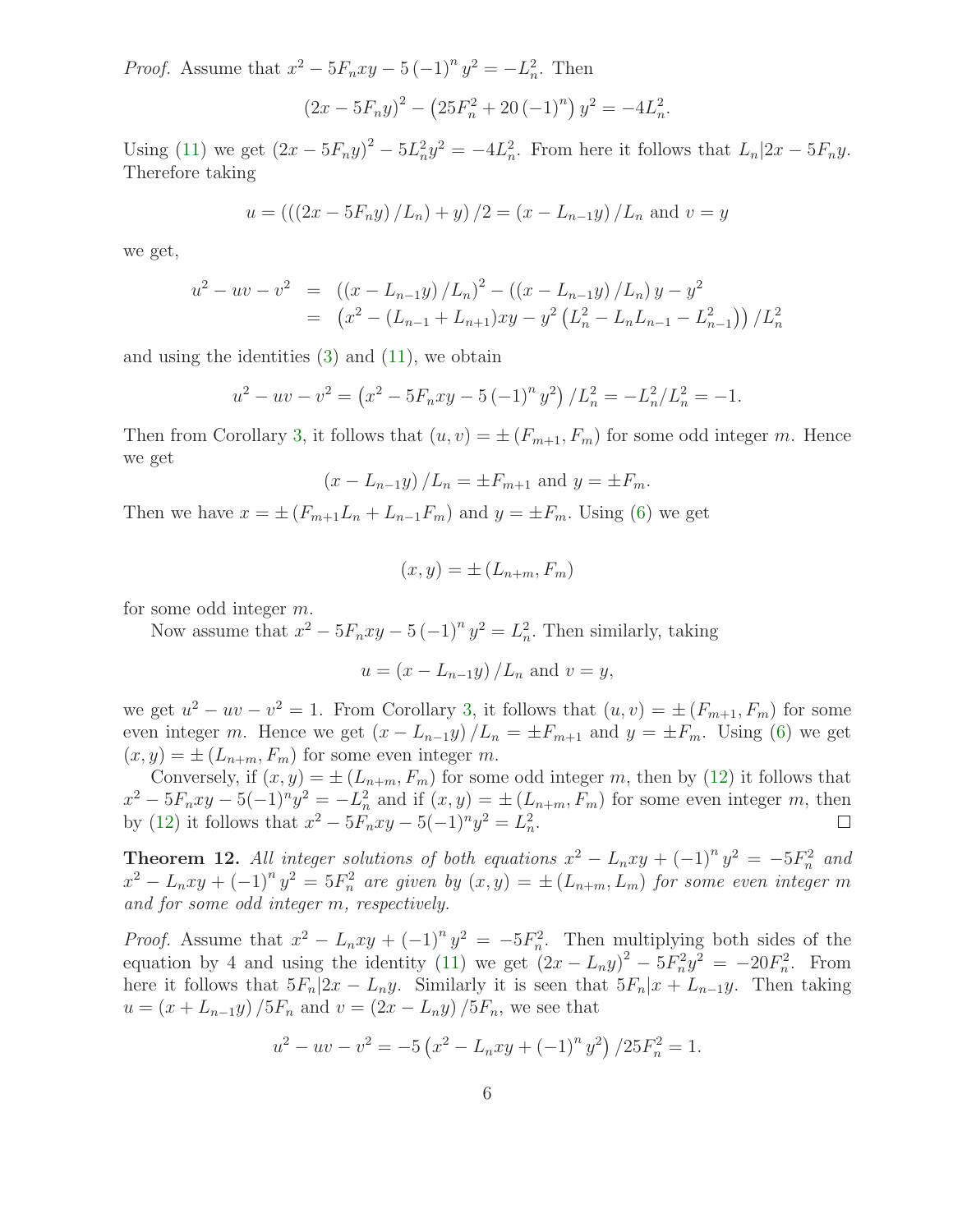*Proof.* Assume that $x^2 - 5F_n xy - 5(-1)^n y^2 = -L_n^2$. Then

$$(2x - 5F_n y)^2 - \left(25F_n^2 + 20(-1)^n\right) y^2 = -4L_n^2.$$

Using (11) we get $(2x - 5F_n y)^2 - 5L_n^2 y^2 = -4L_n^2$. From here it follows that $L_n | 2x - 5F_n y$. Therefore taking

$$u = \left(\left((2x - 5F_n y)/L_n\right) + y\right)/2 = (x - L_{n-1}y)/L_n \text{ and } v = y$$

we get,

$$\begin{aligned} u^2 - uv - v^2 &= \left((x - L_{n-1}y)/L_n\right)^2 - \left((x - L_{n-1}y)/L_n\right) y - y^2 \\ &= \left(x^2 - (L_{n-1} + L_{n+1})xy - y^2\left(L_n^2 - L_n L_{n-1} - L_{n-1}^2\right)\right)/L_n^2 \end{aligned}$$

and using the identities (3) and (11), we obtain

$$u^2 - uv - v^2 = \left(x^2 - 5F_n xy - 5(-1)^n y^2\right)/L_n^2 = -L_n^2/L_n^2 = -1.$$

Then from Corollary 3, it follows that $(u, v) = \pm(F_{m+1}, F_m)$ for some odd integer $m$. Hence we get

$$(x - L_{n-1}y)/L_n = \pm F_{m+1} \text{ and } y = \pm F_m.$$

Then we have $x = \pm(F_{m+1}L_n + L_{n-1}F_m)$ and $y = \pm F_m$. Using (6) we get

$$(x, y) = \pm(L_{n+m}, F_m)$$

for some odd integer $m$.

Now assume that $x^2 - 5F_n xy - 5(-1)^n y^2 = L_n^2$. Then similarly, taking

$$u = (x - L_{n-1}y)/L_n \text{ and } v = y,$$

we get $u^2 - uv - v^2 = 1$. From Corollary 3, it follows that $(u, v) = \pm(F_{m+1}, F_m)$ for some even integer $m$. Hence we get $(x - L_{n-1}y)/L_n = \pm F_{m+1}$ and $y = \pm F_m$. Using (6) we get $(x, y) = \pm(L_{n+m}, F_m)$ for some even integer $m$.

Conversely, if $(x, y) = \pm(L_{n+m}, F_m)$ for some odd integer $m$, then by (12) it follows that $x^2 - 5F_n xy - 5(-1)^n y^2 = -L_n^2$ and if $(x, y) = \pm(L_{n+m}, F_m)$ for some even integer $m$, then by (12) it follows that $x^2 - 5F_n xy - 5(-1)^n y^2 = L_n^2$. ∎

**Theorem 12.** *All integer solutions of both equations $x^2 - L_n xy + (-1)^n y^2 = -5F_n^2$ and $x^2 - L_n xy + (-1)^n y^2 = 5F_n^2$ are given by $(x, y) = \pm(L_{n+m}, L_m)$ for some even integer $m$ and for some odd integer $m$, respectively.*

*Proof.* Assume that $x^2 - L_n xy + (-1)^n y^2 = -5F_n^2$. Then multiplying both sides of the equation by 4 and using the identity (11) we get $(2x - L_n y)^2 - 5F_n^2 y^2 = -20F_n^2$. From here it follows that $5F_n | 2x - L_n y$. Similarly it is seen that $5F_n | x + L_{n-1}y$. Then taking $u = (x + L_{n-1}y)/5F_n$ and $v = (2x - L_n y)/5F_n$, we see that

$$u^2 - uv - v^2 = -5\left(x^2 - L_n xy + (-1)^n y^2\right)/25F_n^2 = 1.$$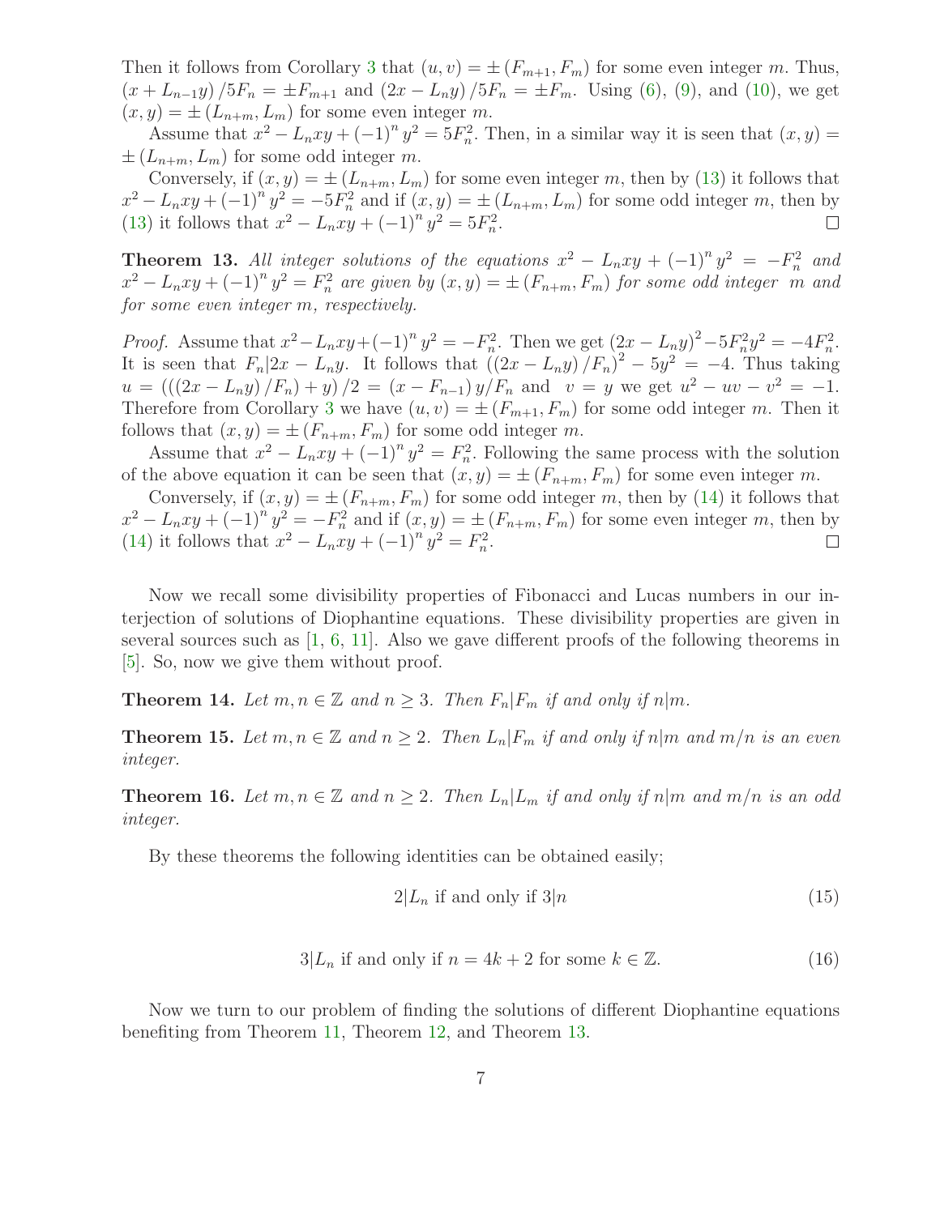Then it follows from Corollary 3 that $(u,v) = \pm(F_{m+1}, F_m)$ for some even integer $m$. Thus, $(x + L_{n-1}y)/5F_n = \pm F_{m+1}$ and $(2x - L_n y)/5F_n = \pm F_m$. Using (6), (9), and (10), we get $(x,y) = \pm(L_{n+m}, L_m)$ for some even integer $m$.

Assume that $x^2 - L_n xy + (-1)^n y^2 = 5F_n^2$. Then, in a similar way it is seen that $(x,y) = \pm(L_{n+m}, L_m)$ for some odd integer $m$.

Conversely, if $(x,y) = \pm(L_{n+m}, L_m)$ for some even integer $m$, then by (13) it follows that $x^2 - L_n xy + (-1)^n y^2 = -5F_n^2$ and if $(x,y) = \pm(L_{n+m}, L_m)$ for some odd integer $m$, then by (13) it follows that $x^2 - L_n xy + (-1)^n y^2 = 5F_n^2$. □

**Theorem 13.** *All integer solutions of the equations $x^2 - L_n xy + (-1)^n y^2 = -F_n^2$ and $x^2 - L_n xy + (-1)^n y^2 = F_n^2$ are given by $(x,y) = \pm(F_{n+m}, F_m)$ for some odd integer $m$ and for some even integer $m$, respectively.*

*Proof.* Assume that $x^2 - L_n xy + (-1)^n y^2 = -F_n^2$. Then we get $(2x - L_n y)^2 - 5F_n^2 y^2 = -4F_n^2$. It is seen that $F_n | 2x - L_n y$. It follows that $((2x - L_n y)/F_n)^2 - 5y^2 = -4$. Thus taking $u = (((2x - L_n y)/F_n) + y)/2 = (x - F_{n-1})y/F_n$ and $v = y$ we get $u^2 - uv - v^2 = -1$. Therefore from Corollary 3 we have $(u,v) = \pm(F_{m+1}, F_m)$ for some odd integer $m$. Then it follows that $(x,y) = \pm(F_{n+m}, F_m)$ for some odd integer $m$.

Assume that $x^2 - L_n xy + (-1)^n y^2 = F_n^2$. Following the same process with the solution of the above equation it can be seen that $(x,y) = \pm(F_{n+m}, F_m)$ for some even integer $m$.

Conversely, if $(x,y) = \pm(F_{n+m}, F_m)$ for some odd integer $m$, then by (14) it follows that $x^2 - L_n xy + (-1)^n y^2 = -F_n^2$ and if $(x,y) = \pm(F_{n+m}, F_m)$ for some even integer $m$, then by (14) it follows that $x^2 - L_n xy + (-1)^n y^2 = F_n^2$. □

Now we recall some divisibility properties of Fibonacci and Lucas numbers in our interjection of solutions of Diophantine equations. These divisibility properties are given in several sources such as [1, 6, 11]. Also we gave different proofs of the following theorems in [5]. So, now we give them without proof.

**Theorem 14.** *Let $m, n \in \mathbb{Z}$ and $n \geq 3$. Then $F_n | F_m$ if and only if $n | m$.*

**Theorem 15.** *Let $m, n \in \mathbb{Z}$ and $n \geq 2$. Then $L_n | F_m$ if and only if $n | m$ and $m/n$ is an even integer.*

**Theorem 16.** *Let $m, n \in \mathbb{Z}$ and $n \geq 2$. Then $L_n | L_m$ if and only if $n | m$ and $m/n$ is an odd integer.*

By these theorems the following identities can be obtained easily;

$$2 | L_n \text{ if and only if } 3 | n \tag{15}$$

$$3 | L_n \text{ if and only if } n = 4k + 2 \text{ for some } k \in \mathbb{Z}. \tag{16}$$

Now we turn to our problem of finding the solutions of different Diophantine equations benefiting from Theorem 11, Theorem 12, and Theorem 13.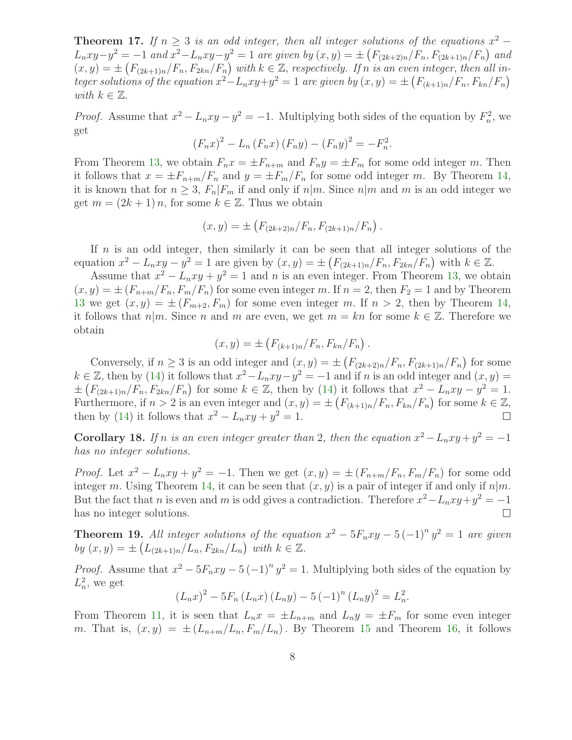**Theorem 17.** *If $n \geq 3$ is an odd integer, then all integer solutions of the equations $x^2 - L_n xy - y^2 = -1$ and $x^2 - L_n xy - y^2 = 1$ are given by $(x, y) = \pm \left(F_{(2k+2)n}/F_n, F_{(2k+1)n}/F_n\right)$ and $(x, y) = \pm \left(F_{(2k+1)n}/F_n, F_{2kn}/F_n\right)$ with $k \in \mathbb{Z}$, respectively. If $n$ is an even integer, then all integer solutions of the equation $x^2 - L_n xy + y^2 = 1$ are given by $(x, y) = \pm \left(F_{(k+1)n}/F_n, F_{kn}/F_n\right)$ with $k \in \mathbb{Z}$.*

*Proof.* Assume that $x^2 - L_n xy - y^2 = -1$. Multiplying both sides of the equation by $F_n^2$, we get

$$(F_n x)^2 - L_n (F_n x)(F_n y) - (F_n y)^2 = -F_n^2.$$

From Theorem 13, we obtain $F_n x = \pm F_{n+m}$ and $F_n y = \pm F_m$ for some odd integer $m$. Then it follows that $x = \pm F_{n+m}/F_n$ and $y = \pm F_m/F_n$ for some odd integer $m$. By Theorem 14, it is known that for $n \geq 3$, $F_n | F_m$ if and only if $n|m$. Since $n|m$ and $m$ is an odd integer we get $m = (2k+1)n$, for some $k \in \mathbb{Z}$. Thus we obtain

$$(x, y) = \pm \left(F_{(2k+2)n}/F_n, F_{(2k+1)n}/F_n\right).$$

If $n$ is an odd integer, then similarly it can be seen that all integer solutions of the equation $x^2 - L_n xy - y^2 = 1$ are given by $(x, y) = \pm \left(F_{(2k+1)n}/F_n, F_{2kn}/F_n\right)$ with $k \in \mathbb{Z}$.

Assume that $x^2 - L_n xy + y^2 = 1$ and $n$ is an even integer. From Theorem 13, we obtain $(x, y) = \pm (F_{n+m}/F_n, F_m/F_n)$ for some even integer $m$. If $n = 2$, then $F_2 = 1$ and by Theorem 13 we get $(x, y) = \pm (F_{m+2}, F_m)$ for some even integer $m$. If $n > 2$, then by Theorem 14, it follows that $n|m$. Since $n$ and $m$ are even, we get $m = kn$ for some $k \in \mathbb{Z}$. Therefore we obtain

$$(x, y) = \pm \left(F_{(k+1)n}/F_n, F_{kn}/F_n\right).$$

Conversely, if $n \geq 3$ is an odd integer and $(x, y) = \pm \left(F_{(2k+2)n}/F_n, F_{(2k+1)n}/F_n\right)$ for some $k \in \mathbb{Z}$, then by (14) it follows that $x^2 - L_n xy - y^2 = -1$ and if $n$ is an odd integer and $(x, y) = \pm \left(F_{(2k+1)n}/F_n, F_{2kn}/F_n\right)$ for some $k \in \mathbb{Z}$, then by (14) it follows that $x^2 - L_n xy - y^2 = 1$. Furthermore, if $n > 2$ is an even integer and $(x, y) = \pm \left(F_{(k+1)n}/F_n, F_{kn}/F_n\right)$ for some $k \in \mathbb{Z}$, then by (14) it follows that $x^2 - L_n xy + y^2 = 1$. □

**Corollary 18.** *If $n$ is an even integer greater than 2, then the equation $x^2 - L_n xy + y^2 = -1$ has no integer solutions.*

*Proof.* Let $x^2 - L_n xy + y^2 = -1$. Then we get $(x, y) = \pm (F_{n+m}/F_n, F_m/F_n)$ for some odd integer $m$. Using Theorem 14, it can be seen that $(x, y)$ is a pair of integer if and only if $n|m$. But the fact that $n$ is even and $m$ is odd gives a contradiction. Therefore $x^2 - L_n xy + y^2 = -1$ has no integer solutions. □

**Theorem 19.** *All integer solutions of the equation $x^2 - 5F_n xy - 5(-1)^n y^2 = 1$ are given by $(x, y) = \pm \left(L_{(2k+1)n}/L_n, F_{2kn}/L_n\right)$ with $k \in \mathbb{Z}$.*

*Proof.* Assume that $x^2 - 5F_n xy - 5(-1)^n y^2 = 1$. Multiplying both sides of the equation by $L_n^2$, we get

$$(L_n x)^2 - 5F_n (L_n x)(L_n y) - 5(-1)^n (L_n y)^2 = L_n^2.$$

From Theorem 11, it is seen that $L_n x = \pm L_{n+m}$ and $L_n y = \pm F_m$ for some even integer $m$. That is, $(x, y) = \pm (L_{n+m}/L_n, F_m/L_n)$. By Theorem 15 and Theorem 16, it follows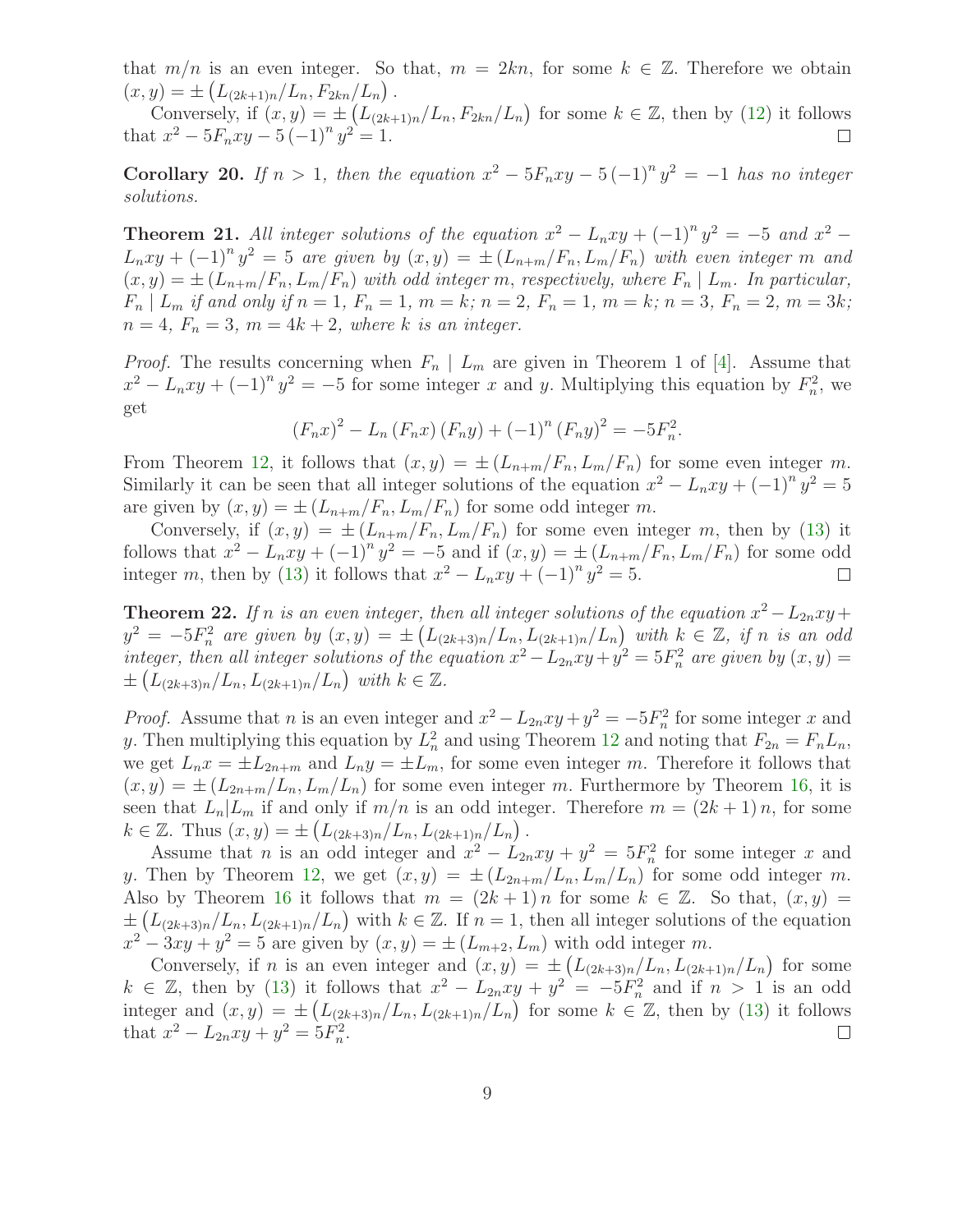that $m/n$ is an even integer. So that, $m = 2kn$, for some $k \in \mathbb{Z}$. Therefore we obtain $(x, y) = \pm \left(L_{(2k+1)n}/L_n, F_{2kn}/L_n\right)$.

Conversely, if $(x, y) = \pm \left(L_{(2k+1)n}/L_n, F_{2kn}/L_n\right)$ for some $k \in \mathbb{Z}$, then by (12) it follows that $x^2 - 5F_nxy - 5(-1)^n y^2 = 1$. ∎

**Corollary 20.** *If $n > 1$, then the equation $x^2 - 5F_nxy - 5(-1)^n y^2 = -1$ has no integer solutions.*

**Theorem 21.** *All integer solutions of the equation $x^2 - L_nxy + (-1)^n y^2 = -5$ and $x^2 - L_nxy + (-1)^n y^2 = 5$ are given by $(x, y) = \pm (L_{n+m}/F_n, L_m/F_n)$ with even integer $m$ and $(x, y) = \pm (L_{n+m}/F_n, L_m/F_n)$ with odd integer $m$, respectively, where $F_n \mid L_m$. In particular, $F_n \mid L_m$ if and only if $n = 1$, $F_n = 1$, $m = k$; $n = 2$, $F_n = 1$, $m = k$; $n = 3$, $F_n = 2$, $m = 3k$; $n = 4$, $F_n = 3$, $m = 4k + 2$, where $k$ is an integer.*

*Proof.* The results concerning when $F_n \mid L_m$ are given in Theorem 1 of [4]. Assume that $x^2 - L_nxy + (-1)^n y^2 = -5$ for some integer $x$ and $y$. Multiplying this equation by $F_n^2$, we get

$$(F_nx)^2 - L_n(F_nx)(F_ny) + (-1)^n (F_ny)^2 = -5F_n^2.$$

From Theorem 12, it follows that $(x, y) = \pm (L_{n+m}/F_n, L_m/F_n)$ for some even integer $m$. Similarly it can be seen that all integer solutions of the equation $x^2 - L_nxy + (-1)^n y^2 = 5$ are given by $(x, y) = \pm (L_{n+m}/F_n, L_m/F_n)$ for some odd integer $m$.

Conversely, if $(x, y) = \pm (L_{n+m}/F_n, L_m/F_n)$ for some even integer $m$, then by (13) it follows that $x^2 - L_nxy + (-1)^n y^2 = -5$ and if $(x, y) = \pm (L_{n+m}/F_n, L_m/F_n)$ for some odd integer $m$, then by (13) it follows that $x^2 - L_nxy + (-1)^n y^2 = 5$. ∎

**Theorem 22.** *If $n$ is an even integer, then all integer solutions of the equation $x^2 - L_{2n}xy + y^2 = -5F_n^2$ are given by $(x, y) = \pm \left(L_{(2k+3)n}/L_n, L_{(2k+1)n}/L_n\right)$ with $k \in \mathbb{Z}$, if $n$ is an odd integer, then all integer solutions of the equation $x^2 - L_{2n}xy + y^2 = 5F_n^2$ are given by $(x, y) = \pm \left(L_{(2k+3)n}/L_n, L_{(2k+1)n}/L_n\right)$ with $k \in \mathbb{Z}$.*

*Proof.* Assume that $n$ is an even integer and $x^2 - L_{2n}xy + y^2 = -5F_n^2$ for some integer $x$ and $y$. Then multiplying this equation by $L_n^2$ and using Theorem 12 and noting that $F_{2n} = F_nL_n$, we get $L_nx = \pm L_{2n+m}$ and $L_ny = \pm L_m$, for some even integer $m$. Therefore it follows that $(x, y) = \pm (L_{2n+m}/L_n, L_m/L_n)$ for some even integer $m$. Furthermore by Theorem 16, it is seen that $L_n | L_m$ if and only if $m/n$ is an odd integer. Therefore $m = (2k+1)n$, for some $k \in \mathbb{Z}$. Thus $(x, y) = \pm \left(L_{(2k+3)n}/L_n, L_{(2k+1)n}/L_n\right)$.

Assume that $n$ is an odd integer and $x^2 - L_{2n}xy + y^2 = 5F_n^2$ for some integer $x$ and $y$. Then by Theorem 12, we get $(x, y) = \pm (L_{2n+m}/L_n, L_m/L_n)$ for some odd integer $m$. Also by Theorem 16 it follows that $m = (2k+1)n$ for some $k \in \mathbb{Z}$. So that, $(x, y) = \pm \left(L_{(2k+3)n}/L_n, L_{(2k+1)n}/L_n\right)$ with $k \in \mathbb{Z}$. If $n = 1$, then all integer solutions of the equation $x^2 - 3xy + y^2 = 5$ are given by $(x, y) = \pm (L_{m+2}, L_m)$ with odd integer $m$.

Conversely, if $n$ is an even integer and $(x, y) = \pm \left(L_{(2k+3)n}/L_n, L_{(2k+1)n}/L_n\right)$ for some $k \in \mathbb{Z}$, then by (13) it follows that $x^2 - L_{2n}xy + y^2 = -5F_n^2$ and if $n > 1$ is an odd integer and $(x, y) = \pm \left(L_{(2k+3)n}/L_n, L_{(2k+1)n}/L_n\right)$ for some $k \in \mathbb{Z}$, then by (13) it follows that $x^2 - L_{2n}xy + y^2 = 5F_n^2$. ∎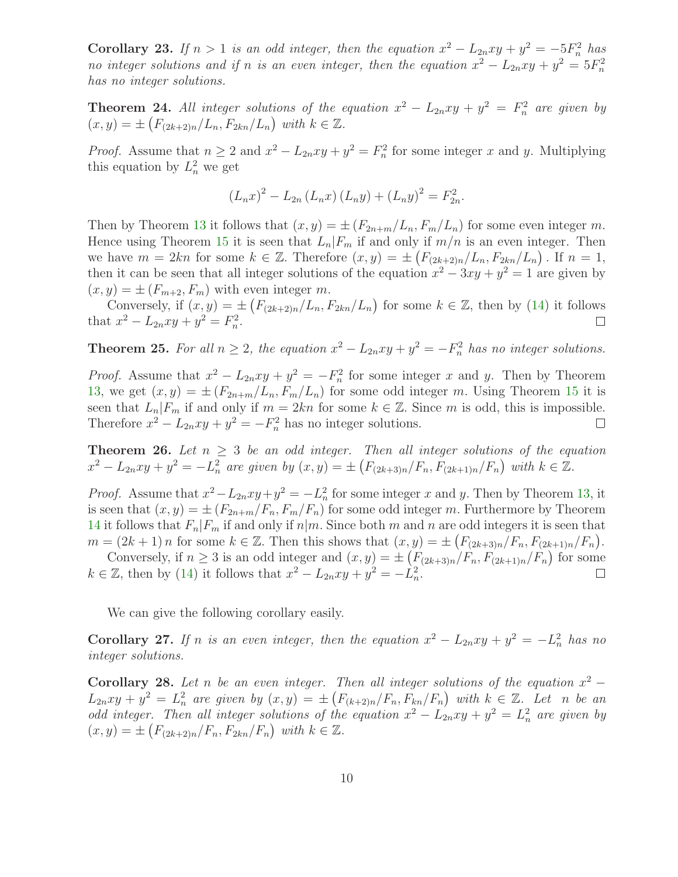**Corollary 23.** *If $n > 1$ is an odd integer, then the equation $x^2 - L_{2n}xy + y^2 = -5F_n^2$ has no integer solutions and if $n$ is an even integer, then the equation $x^2 - L_{2n}xy + y^2 = 5F_n^2$ has no integer solutions.*

**Theorem 24.** *All integer solutions of the equation $x^2 - L_{2n}xy + y^2 = F_n^2$ are given by $(x, y) = \pm \left(F_{(2k+2)n}/L_n, F_{2kn}/L_n\right)$ with $k \in \mathbb{Z}$.*

*Proof.* Assume that $n \geq 2$ and $x^2 - L_{2n}xy + y^2 = F_n^2$ for some integer $x$ and $y$. Multiplying this equation by $L_n^2$ we get

$$(L_n x)^2 - L_{2n}(L_n x)(L_n y) + (L_n y)^2 = F_{2n}^2.$$

Then by Theorem 13 it follows that $(x, y) = \pm (F_{2n+m}/L_n, F_m/L_n)$ for some even integer $m$. Hence using Theorem 15 it is seen that $L_n | F_m$ if and only if $m/n$ is an even integer. Then we have $m = 2kn$ for some $k \in \mathbb{Z}$. Therefore $(x, y) = \pm \left(F_{(2k+2)n}/L_n, F_{2kn}/L_n\right)$. If $n = 1$, then it can be seen that all integer solutions of the equation $x^2 - 3xy + y^2 = 1$ are given by $(x, y) = \pm (F_{m+2}, F_m)$ with even integer $m$.

Conversely, if $(x, y) = \pm \left(F_{(2k+2)n}/L_n, F_{2kn}/L_n\right)$ for some $k \in \mathbb{Z}$, then by (14) it follows that $x^2 - L_{2n}xy + y^2 = F_n^2$. □

**Theorem 25.** *For all $n \geq 2$, the equation $x^2 - L_{2n}xy + y^2 = -F_n^2$ has no integer solutions.*

*Proof.* Assume that $x^2 - L_{2n}xy + y^2 = -F_n^2$ for some integer $x$ and $y$. Then by Theorem 13, we get $(x, y) = \pm (F_{2n+m}/L_n, F_m/L_n)$ for some odd integer $m$. Using Theorem 15 it is seen that $L_n | F_m$ if and only if $m = 2kn$ for some $k \in \mathbb{Z}$. Since $m$ is odd, this is impossible. Therefore $x^2 - L_{2n}xy + y^2 = -F_n^2$ has no integer solutions. □

**Theorem 26.** *Let $n \geq 3$ be an odd integer. Then all integer solutions of the equation $x^2 - L_{2n}xy + y^2 = -L_n^2$ are given by $(x, y) = \pm \left(F_{(2k+3)n}/F_n, F_{(2k+1)n}/F_n\right)$ with $k \in \mathbb{Z}$.*

*Proof.* Assume that $x^2 - L_{2n}xy + y^2 = -L_n^2$ for some integer $x$ and $y$. Then by Theorem 13, it is seen that $(x, y) = \pm (F_{2n+m}/F_n, F_m/F_n)$ for some odd integer $m$. Furthermore by Theorem 14 it follows that $F_n | F_m$ if and only if $n | m$. Since both $m$ and $n$ are odd integers it is seen that $m = (2k+1)n$ for some $k \in \mathbb{Z}$. Then this shows that $(x, y) = \pm \left(F_{(2k+3)n}/F_n, F_{(2k+1)n}/F_n\right)$.

Conversely, if $n \geq 3$ is an odd integer and $(x, y) = \pm \left(F_{(2k+3)n}/F_n, F_{(2k+1)n}/F_n\right)$ for some $k \in \mathbb{Z}$, then by (14) it follows that $x^2 - L_{2n}xy + y^2 = -L_n^2$. □

We can give the following corollary easily.

**Corollary 27.** *If $n$ is an even integer, then the equation $x^2 - L_{2n}xy + y^2 = -L_n^2$ has no integer solutions.*

**Corollary 28.** *Let $n$ be an even integer. Then all integer solutions of the equation $x^2 - L_{2n}xy + y^2 = L_n^2$ are given by $(x, y) = \pm \left(F_{(k+2)n}/F_n, F_{kn}/F_n\right)$ with $k \in \mathbb{Z}$. Let $n$ be an odd integer. Then all integer solutions of the equation $x^2 - L_{2n}xy + y^2 = L_n^2$ are given by $(x, y) = \pm \left(F_{(2k+2)n}/F_n, F_{2kn}/F_n\right)$ with $k \in \mathbb{Z}$.*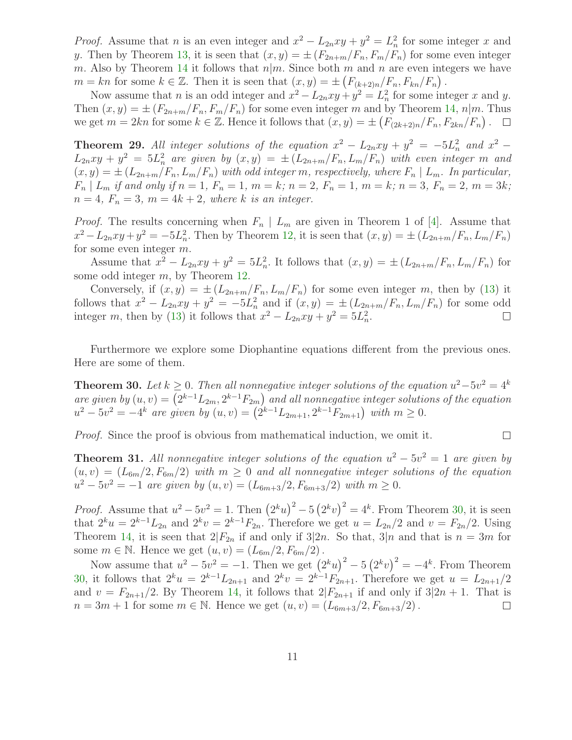*Proof.* Assume that $n$ is an even integer and $x^2 - L_{2n}xy + y^2 = L_n^2$ for some integer $x$ and $y$. Then by Theorem 13, it is seen that $(x, y) = \pm (F_{2n+m}/F_n, F_m/F_n)$ for some even integer $m$. Also by Theorem 14 it follows that $n|m$. Since both $m$ and $n$ are even integers we have $m = kn$ for some $k \in \mathbb{Z}$. Then it is seen that $(x, y) = \pm \left(F_{(k+2)n}/F_n, F_{kn}/F_n\right)$.

Now assume that $n$ is an odd integer and $x^2 - L_{2n}xy + y^2 = L_n^2$ for some integer $x$ and $y$. Then $(x, y) = \pm (F_{2n+m}/F_n, F_m/F_n)$ for some even integer $m$ and by Theorem 14, $n|m$. Thus we get $m = 2kn$ for some $k \in \mathbb{Z}$. Hence it follows that $(x, y) = \pm \left(F_{(2k+2)n}/F_n, F_{2kn}/F_n\right)$. □

**Theorem 29.** *All integer solutions of the equation $x^2 - L_{2n}xy + y^2 = -5L_n^2$ and $x^2 - L_{2n}xy + y^2 = 5L_n^2$ are given by $(x, y) = \pm (L_{2n+m}/F_n, L_m/F_n)$ with even integer $m$ and $(x, y) = \pm (L_{2n+m}/F_n, L_m/F_n)$ with odd integer $m$, respectively, where $F_n \mid L_m$. In particular, $F_n \mid L_m$ if and only if $n = 1$, $F_n = 1$, $m = k$; $n = 2$, $F_n = 1$, $m = k$; $n = 3$, $F_n = 2$, $m = 3k$; $n = 4$, $F_n = 3$, $m = 4k + 2$, where $k$ is an integer.*

*Proof.* The results concerning when $F_n \mid L_m$ are given in Theorem 1 of [4]. Assume that $x^2 - L_{2n}xy + y^2 = -5L_n^2$. Then by Theorem 12, it is seen that $(x, y) = \pm (L_{2n+m}/F_n, L_m/F_n)$ for some even integer $m$.

Assume that $x^2 - L_{2n}xy + y^2 = 5L_n^2$. It follows that $(x, y) = \pm (L_{2n+m}/F_n, L_m/F_n)$ for some odd integer $m$, by Theorem 12.

Conversely, if $(x, y) = \pm (L_{2n+m}/F_n, L_m/F_n)$ for some even integer $m$, then by (13) it follows that $x^2 - L_{2n}xy + y^2 = -5L_n^2$ and if $(x, y) = \pm (L_{2n+m}/F_n, L_m/F_n)$ for some odd integer $m$, then by (13) it follows that $x^2 - L_{2n}xy + y^2 = 5L_n^2$. □

Furthermore we explore some Diophantine equations different from the previous ones. Here are some of them.

**Theorem 30.** *Let $k \geq 0$. Then all nonnegative integer solutions of the equation $u^2 - 5v^2 = 4^k$ are given by $(u, v) = \left(2^{k-1}L_{2m}, 2^{k-1}F_{2m}\right)$ and all nonnegative integer solutions of the equation $u^2 - 5v^2 = -4^k$ are given by $(u, v) = \left(2^{k-1}L_{2m+1}, 2^{k-1}F_{2m+1}\right)$ with $m \geq 0$.*

*Proof.* Since the proof is obvious from mathematical induction, we omit it. □

**Theorem 31.** *All nonnegative integer solutions of the equation $u^2 - 5v^2 = 1$ are given by $(u, v) = (L_{6m}/2, F_{6m}/2)$ with $m \geq 0$ and all nonnegative integer solutions of the equation $u^2 - 5v^2 = -1$ are given by $(u, v) = (L_{6m+3}/2, F_{6m+3}/2)$ with $m \geq 0$.*

*Proof.* Assume that $u^2 - 5v^2 = 1$. Then $\left(2^k u\right)^2 - 5\left(2^k v\right)^2 = 4^k$. From Theorem 30, it is seen that $2^k u = 2^{k-1}L_{2n}$ and $2^k v = 2^{k-1}F_{2n}$. Therefore we get $u = L_{2n}/2$ and $v = F_{2n}/2$. Using Theorem 14, it is seen that $2|F_{2n}$ if and only if $3|2n$. So that, $3|n$ and that is $n = 3m$ for some $m \in \mathbb{N}$. Hence we get $(u, v) = (L_{6m}/2, F_{6m}/2)$.

Now assume that $u^2 - 5v^2 = -1$. Then we get $\left(2^k u\right)^2 - 5\left(2^k v\right)^2 = -4^k$. From Theorem 30, it follows that $2^k u = 2^{k-1}L_{2n+1}$ and $2^k v = 2^{k-1}F_{2n+1}$. Therefore we get $u = L_{2n+1}/2$ and $v = F_{2n+1}/2$. By Theorem 14, it follows that $2|F_{2n+1}$ if and only if $3|2n + 1$. That is $n = 3m + 1$ for some $m \in \mathbb{N}$. Hence we get $(u, v) = (L_{6m+3}/2, F_{6m+3}/2)$. □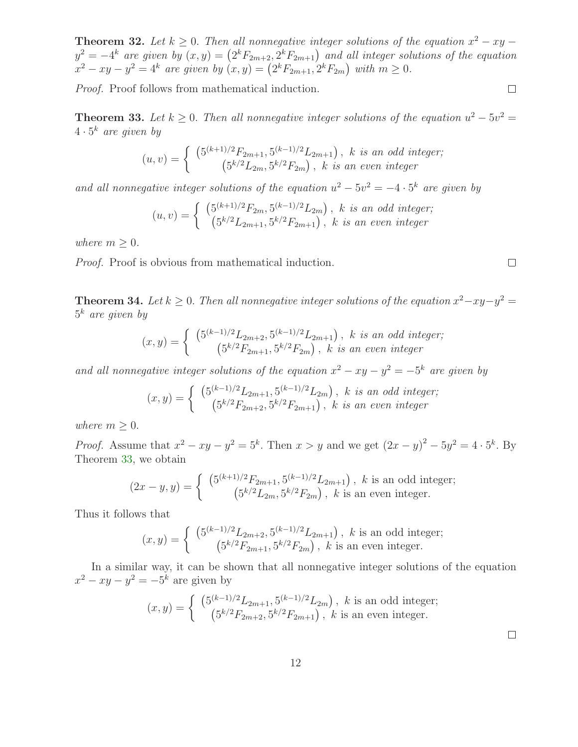**Theorem 32.** *Let $k \geq 0$. Then all nonnegative integer solutions of the equation $x^2 - xy - y^2 = -4^k$ are given by $(x, y) = \left(2^k F_{2m+2}, 2^k F_{2m+1}\right)$ and all integer solutions of the equation $x^2 - xy - y^2 = 4^k$ are given by $(x, y) = \left(2^k F_{2m+1}, 2^k F_{2m}\right)$ with $m \geq 0$.*

*Proof.* Proof follows from mathematical induction. $\square$

**Theorem 33.** *Let $k \geq 0$. Then all nonnegative integer solutions of the equation $u^2 - 5v^2 = 4 \cdot 5^k$ are given by*

$$(u, v) = \begin{cases} \left(5^{(k+1)/2} F_{2m+1}, 5^{(k-1)/2} L_{2m+1}\right), & k \text{ is an odd integer;} \\ \left(5^{k/2} L_{2m}, 5^{k/2} F_{2m}\right), & k \text{ is an even integer} \end{cases}$$

*and all nonnegative integer solutions of the equation $u^2 - 5v^2 = -4 \cdot 5^k$ are given by*

$$(u, v) = \begin{cases} \left(5^{(k+1)/2} F_{2m}, 5^{(k-1)/2} L_{2m}\right), & k \text{ is an odd integer;} \\ \left(5^{k/2} L_{2m+1}, 5^{k/2} F_{2m+1}\right), & k \text{ is an even integer} \end{cases}$$

*where $m \geq 0$.*

*Proof.* Proof is obvious from mathematical induction. $\square$

**Theorem 34.** *Let $k \geq 0$. Then all nonnegative integer solutions of the equation $x^2 - xy - y^2 = 5^k$ are given by*

$$(x, y) = \begin{cases} \left(5^{(k-1)/2} L_{2m+2}, 5^{(k-1)/2} L_{2m+1}\right), & k \text{ is an odd integer;} \\ \left(5^{k/2} F_{2m+1}, 5^{k/2} F_{2m}\right), & k \text{ is an even integer} \end{cases}$$

*and all nonnegative integer solutions of the equation $x^2 - xy - y^2 = -5^k$ are given by*

$$(x, y) = \begin{cases} \left(5^{(k-1)/2} L_{2m+1}, 5^{(k-1)/2} L_{2m}\right), & k \text{ is an odd integer;} \\ \left(5^{k/2} F_{2m+2}, 5^{k/2} F_{2m+1}\right), & k \text{ is an even integer} \end{cases}$$

*where $m \geq 0$.*

*Proof.* Assume that $x^2 - xy - y^2 = 5^k$. Then $x > y$ and we get $(2x - y)^2 - 5y^2 = 4 \cdot 5^k$. By Theorem 33, we obtain

$$(2x - y, y) = \begin{cases} \left(5^{(k+1)/2} F_{2m+1}, 5^{(k-1)/2} L_{2m+1}\right), & k \text{ is an odd integer;} \\ \left(5^{k/2} L_{2m}, 5^{k/2} F_{2m}\right), & k \text{ is an even integer.} \end{cases}$$

Thus it follows that

$$(x, y) = \begin{cases} \left(5^{(k-1)/2} L_{2m+2}, 5^{(k-1)/2} L_{2m+1}\right), & k \text{ is an odd integer;} \\ \left(5^{k/2} F_{2m+1}, 5^{k/2} F_{2m}\right), & k \text{ is an even integer.} \end{cases}$$

In a similar way, it can be shown that all nonnegative integer solutions of the equation $x^2 - xy - y^2 = -5^k$ are given by

$$(x, y) = \begin{cases} \left(5^{(k-1)/2} L_{2m+1}, 5^{(k-1)/2} L_{2m}\right), & k \text{ is an odd integer;} \\ \left(5^{k/2} F_{2m+2}, 5^{k/2} F_{2m+1}\right), & k \text{ is an even integer.} \end{cases}$$

$\square$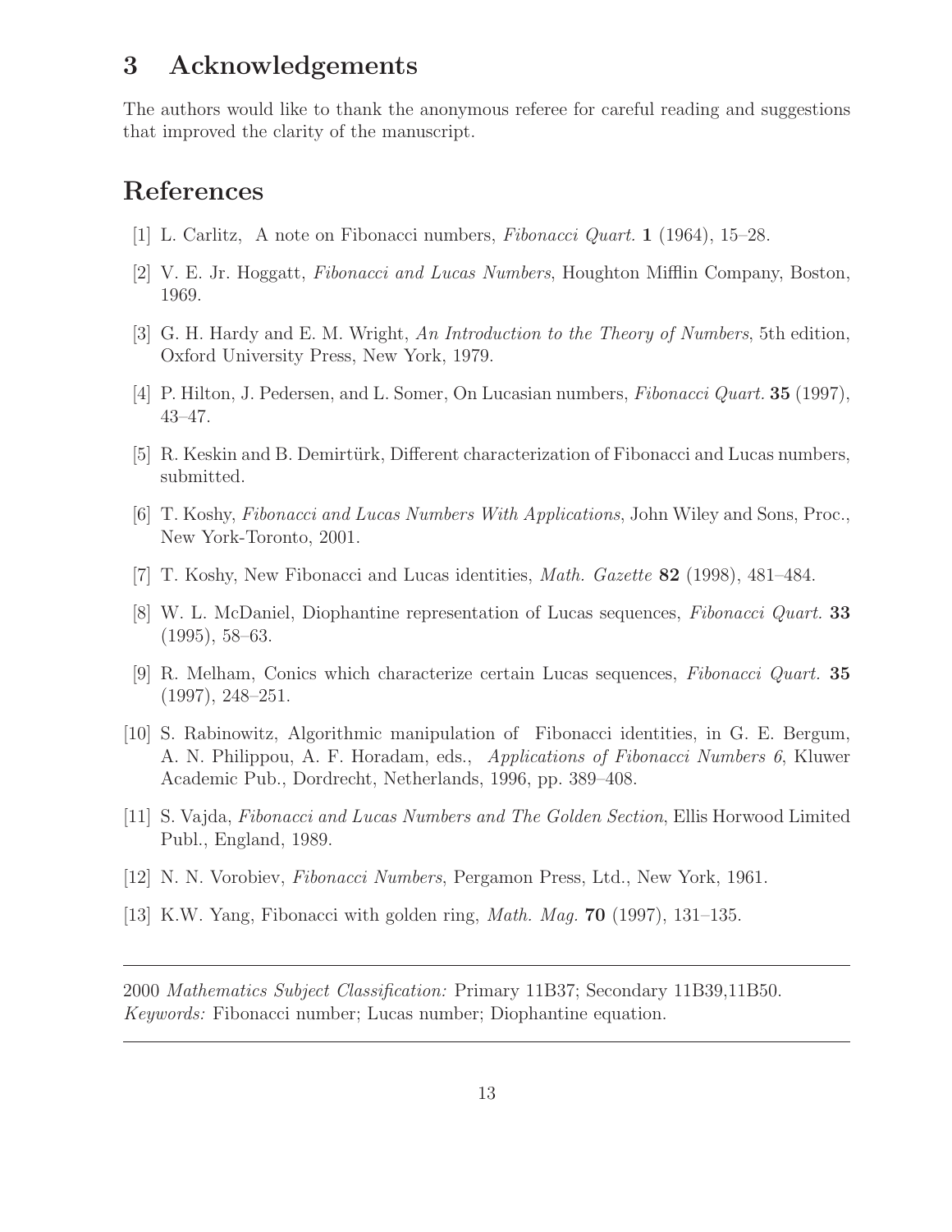## 3 Acknowledgements

The authors would like to thank the anonymous referee for careful reading and suggestions that improved the clarity of the manuscript.

## References

[1] L. Carlitz, A note on Fibonacci numbers, *Fibonacci Quart.* **1** (1964), 15–28.

[2] V. E. Jr. Hoggatt, *Fibonacci and Lucas Numbers*, Houghton Mifflin Company, Boston, 1969.

[3] G. H. Hardy and E. M. Wright, *An Introduction to the Theory of Numbers*, 5th edition, Oxford University Press, New York, 1979.

[4] P. Hilton, J. Pedersen, and L. Somer, On Lucasian numbers, *Fibonacci Quart.* **35** (1997), 43–47.

[5] R. Keskin and B. Demirtürk, Different characterization of Fibonacci and Lucas numbers, submitted.

[6] T. Koshy, *Fibonacci and Lucas Numbers With Applications*, John Wiley and Sons, Proc., New York-Toronto, 2001.

[7] T. Koshy, New Fibonacci and Lucas identities, *Math. Gazette* **82** (1998), 481–484.

[8] W. L. McDaniel, Diophantine representation of Lucas sequences, *Fibonacci Quart.* **33** (1995), 58–63.

[9] R. Melham, Conics which characterize certain Lucas sequences, *Fibonacci Quart.* **35** (1997), 248–251.

[10] S. Rabinowitz, Algorithmic manipulation of Fibonacci identities, in G. E. Bergum, A. N. Philippou, A. F. Horadam, eds., *Applications of Fibonacci Numbers 6*, Kluwer Academic Pub., Dordrecht, Netherlands, 1996, pp. 389–408.

[11] S. Vajda, *Fibonacci and Lucas Numbers and The Golden Section*, Ellis Horwood Limited Publ., England, 1989.

[12] N. N. Vorobiev, *Fibonacci Numbers*, Pergamon Press, Ltd., New York, 1961.

[13] K.W. Yang, Fibonacci with golden ring, *Math. Mag.* **70** (1997), 131–135.

---

2000 *Mathematics Subject Classification:* Primary 11B37; Secondary 11B39,11B50.
*Keywords:* Fibonacci number; Lucas number; Diophantine equation.

---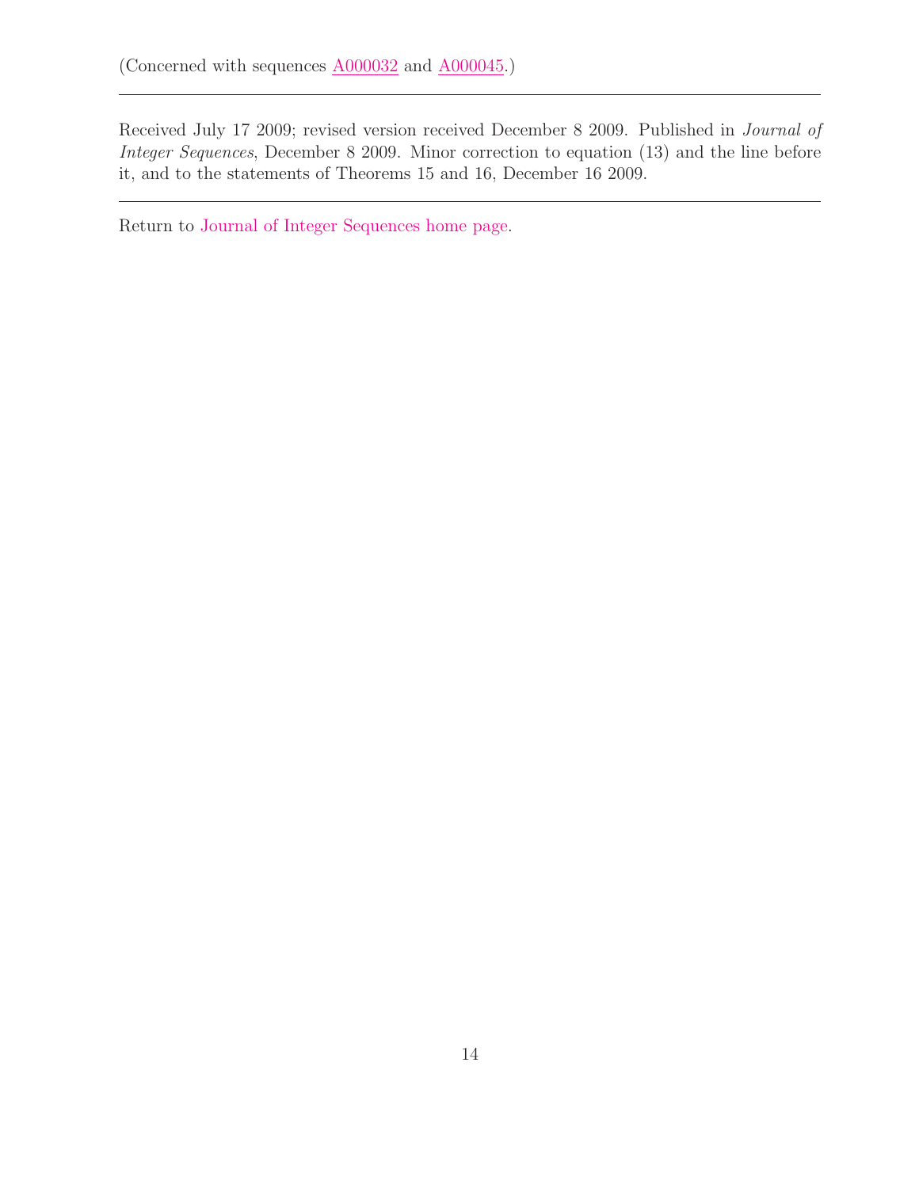(Concerned with sequences A000032 and A000045.)

---

Received July 17 2009; revised version received December 8 2009. Published in *Journal of Integer Sequences*, December 8 2009. Minor correction to equation (13) and the line before it, and to the statements of Theorems 15 and 16, December 16 2009.

---

Return to Journal of Integer Sequences home page.